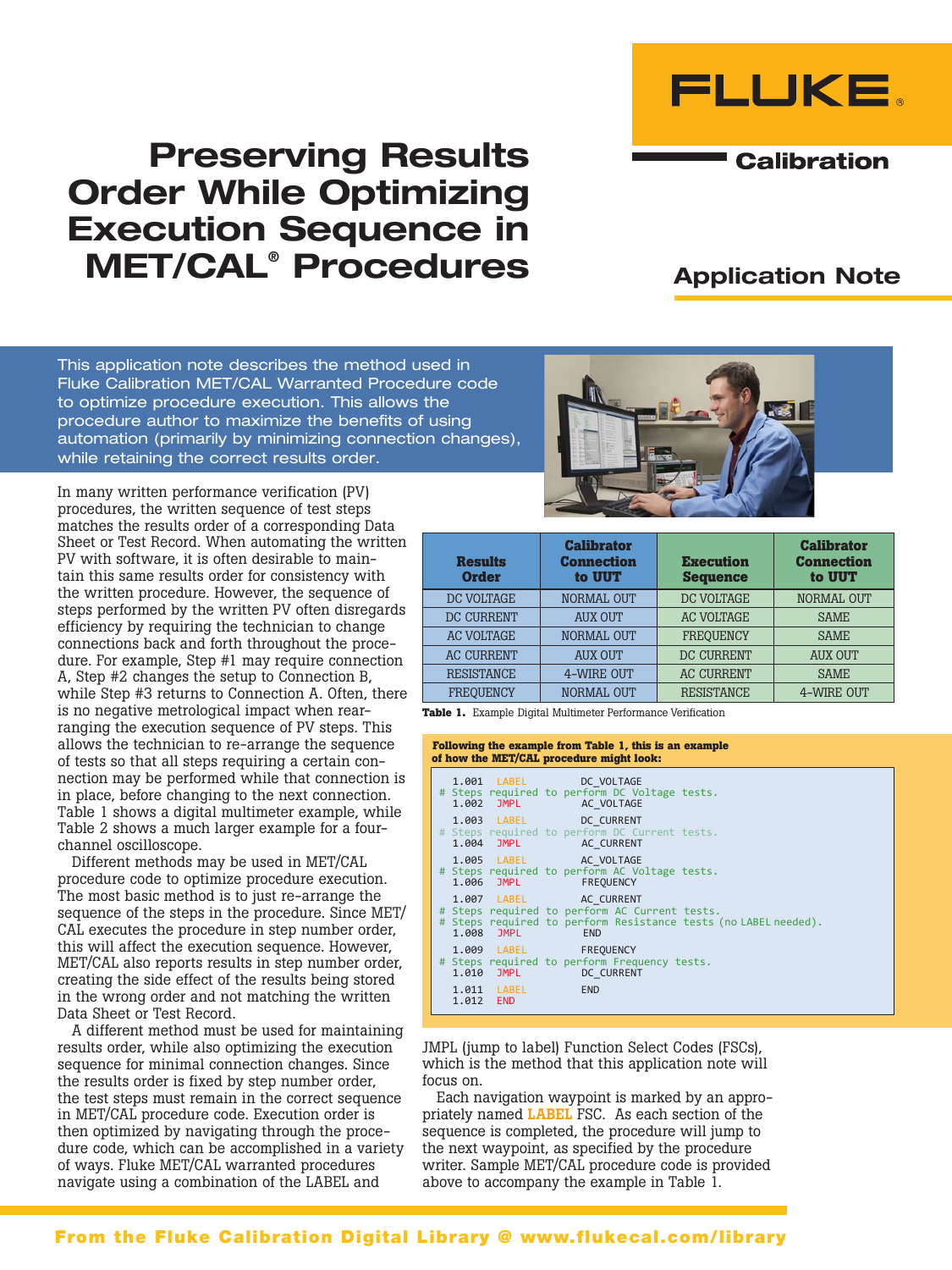# Preserving Results Order While Optimizing Execution Sequence in MET/CAL® Procedures

Calibration

Application Note

This application note describes the method used in Fluke Calibration MET/CAL Warranted Procedure code to optimize procedure execution. This allows the procedure author to maximize the benefits of using automation (primarily by minimizing connection changes), while retaining the correct results order.

In many written performance verification (PV) procedures, the written sequence of test steps matches the results order of a corresponding Data Sheet or Test Record. When automating the written PV with software, it is often desirable to maintain this same results order for consistency with the written procedure. However, the sequence of steps performed by the written PV often disregards efficiency by requiring the technician to change connections back and forth throughout the procedure. For example, Step #1 may require connection A, Step #2 changes the setup to Connection B, while Step #3 returns to Connection A. Often, there is no negative metrological impact when rearranging the execution sequence of PV steps. This allows the technician to re-arrange the sequence of tests so that all steps requiring a certain connection may be performed while that connection is in place, before changing to the next connection. Table 1 shows a digital multimeter example, while Table 2 shows a much larger example for a four-channel oscilloscope.

Different methods may be used in MET/CAL procedure code to optimize procedure execution. The most basic method is to just re-arrange the sequence of the steps in the procedure. Since MET/CAL executes the procedure in step number order, this will affect the execution sequence. However, MET/CAL also reports results in step number order, creating the side effect of the results being stored in the wrong order and not matching the written Data Sheet or Test Record.

A different method must be used for maintaining results order, while also optimizing the execution sequence for minimal connection changes. Since the results order is fixed by step number order, the test steps must remain in the correct sequence in MET/CAL procedure code. Execution order is then optimized by navigating through the procedure code, which can be accomplished in a variety of ways. Fluke MET/CAL warranted procedures navigate using a combination of the LABEL and JMPL (jump to label) Function Select Codes (FSCs), which is the method that this application note will focus on.

Each navigation waypoint is marked by an appropriately named **LABEL** FSC. As each section of the sequence is completed, the procedure will jump to the next waypoint, as specified by the procedure writer. Sample MET/CAL procedure code is provided above to accompany the example in Table 1.

| Results Order | Calibrator Connection to UUT | Execution Sequence | Calibrator Connection to UUT |
|---|---|---|---|
| DC VOLTAGE | NORMAL OUT | DC VOLTAGE | NORMAL OUT |
| DC CURRENT | AUX OUT | AC VOLTAGE | SAME |
| AC VOLTAGE | NORMAL OUT | FREQUENCY | SAME |
| AC CURRENT | AUX OUT | DC CURRENT | AUX OUT |
| RESISTANCE | 4-WIRE OUT | AC CURRENT | SAME |
| FREQUENCY | NORMAL OUT | RESISTANCE | 4-WIRE OUT |

**Table 1.** Example Digital Multimeter Performance Verification

**Following the example from Table 1, this is an example of how the MET/CAL procedure might look:**

```
  1.001  LABEL        DC_VOLTAGE
# Steps required to perform DC Voltage tests.
  1.002  JMPL         AC_VOLTAGE
  1.003  LABEL        DC_CURRENT
# Steps required to perform DC Current tests.
  1.004  JMPL         AC_CURRENT
  1.005  LABEL        AC_VOLTAGE
# Steps required to perform AC Voltage tests.
  1.006  JMPL         FREQUENCY
  1.007  LABEL        AC_CURRENT
# Steps required to perform AC Current tests.
# Steps required to perform Resistance tests (no LABEL needed).
  1.008  JMPL         END
  1.009  LABEL        FREQUENCY
# Steps required to perform Frequency tests.
  1.010  JMPL         DC_CURRENT
  1.011  LABEL        END
  1.012  END
```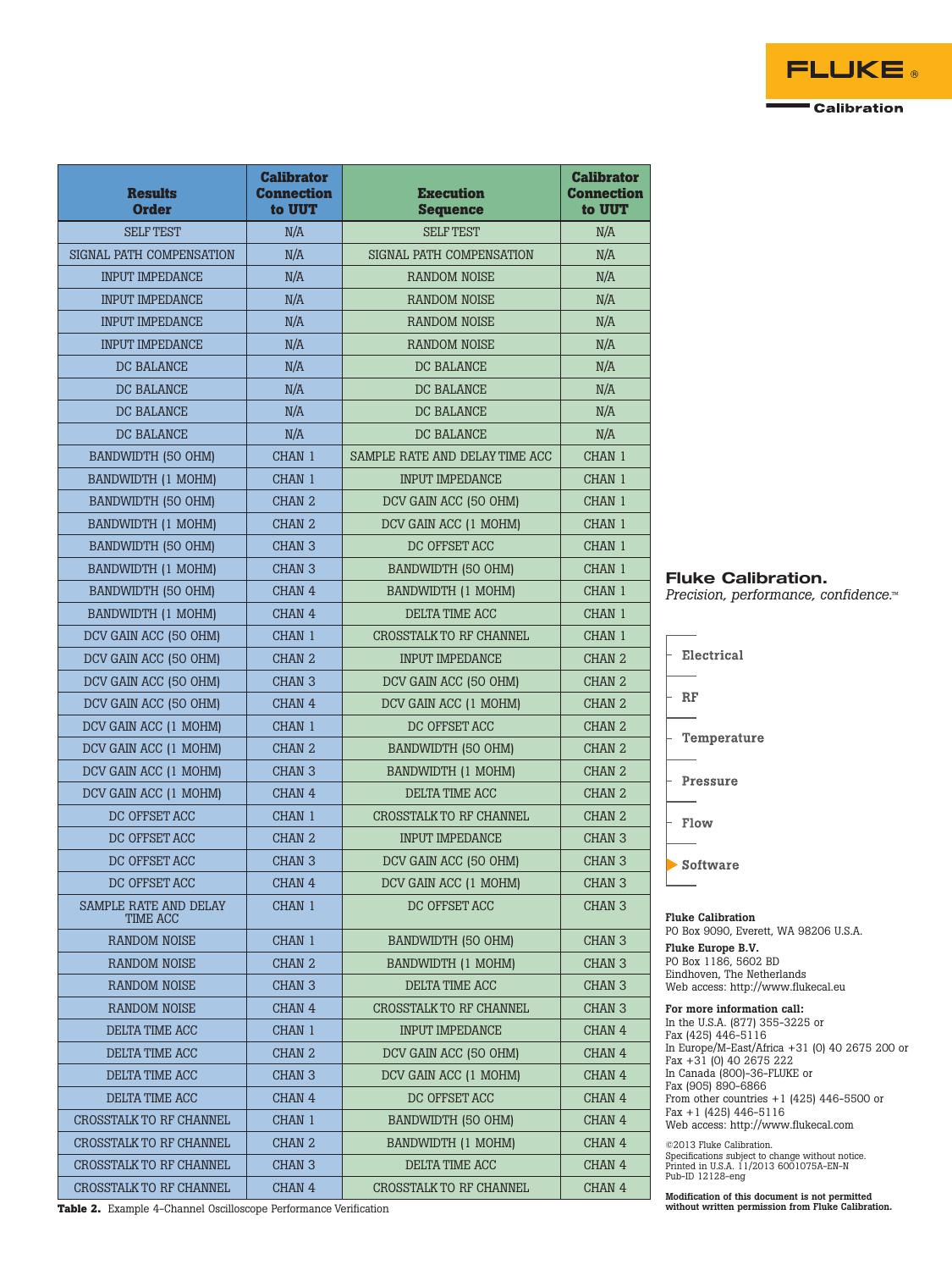| Results Order | Calibrator Connection to UUT | Execution Sequence | Calibrator Connection to UUT |
|---|---|---|---|
| SELF TEST | N/A | SELF TEST | N/A |
| SIGNAL PATH COMPENSATION | N/A | SIGNAL PATH COMPENSATION | N/A |
| INPUT IMPEDANCE | N/A | RANDOM NOISE | N/A |
| INPUT IMPEDANCE | N/A | RANDOM NOISE | N/A |
| INPUT IMPEDANCE | N/A | RANDOM NOISE | N/A |
| INPUT IMPEDANCE | N/A | RANDOM NOISE | N/A |
| DC BALANCE | N/A | DC BALANCE | N/A |
| DC BALANCE | N/A | DC BALANCE | N/A |
| DC BALANCE | N/A | DC BALANCE | N/A |
| DC BALANCE | N/A | DC BALANCE | N/A |
| BANDWIDTH (50 OHM) | CHAN 1 | SAMPLE RATE AND DELAY TIME ACC | CHAN 1 |
| BANDWIDTH (1 MOHM) | CHAN 1 | INPUT IMPEDANCE | CHAN 1 |
| BANDWIDTH (50 OHM) | CHAN 2 | DCV GAIN ACC (50 OHM) | CHAN 1 |
| BANDWIDTH (1 MOHM) | CHAN 2 | DCV GAIN ACC (1 MOHM) | CHAN 1 |
| BANDWIDTH (50 OHM) | CHAN 3 | DC OFFSET ACC | CHAN 1 |
| BANDWIDTH (1 MOHM) | CHAN 3 | BANDWIDTH (50 OHM) | CHAN 1 |
| BANDWIDTH (50 OHM) | CHAN 4 | BANDWIDTH (1 MOHM) | CHAN 1 |
| BANDWIDTH (1 MOHM) | CHAN 4 | DELTA TIME ACC | CHAN 1 |
| DCV GAIN ACC (50 OHM) | CHAN 1 | CROSSTALK TO RF CHANNEL | CHAN 1 |
| DCV GAIN ACC (50 OHM) | CHAN 2 | INPUT IMPEDANCE | CHAN 2 |
| DCV GAIN ACC (50 OHM) | CHAN 3 | DCV GAIN ACC (50 OHM) | CHAN 2 |
| DCV GAIN ACC (50 OHM) | CHAN 4 | DCV GAIN ACC (1 MOHM) | CHAN 2 |
| DCV GAIN ACC (1 MOHM) | CHAN 1 | DC OFFSET ACC | CHAN 2 |
| DCV GAIN ACC (1 MOHM) | CHAN 2 | BANDWIDTH (50 OHM) | CHAN 2 |
| DCV GAIN ACC (1 MOHM) | CHAN 3 | BANDWIDTH (1 MOHM) | CHAN 2 |
| DCV GAIN ACC (1 MOHM) | CHAN 4 | DELTA TIME ACC | CHAN 2 |
| DC OFFSET ACC | CHAN 1 | CROSSTALK TO RF CHANNEL | CHAN 2 |
| DC OFFSET ACC | CHAN 2 | INPUT IMPEDANCE | CHAN 3 |
| DC OFFSET ACC | CHAN 3 | DCV GAIN ACC (50 OHM) | CHAN 3 |
| DC OFFSET ACC | CHAN 4 | DCV GAIN ACC (1 MOHM) | CHAN 3 |
| SAMPLE RATE AND DELAY TIME ACC | CHAN 1 | DC OFFSET ACC | CHAN 3 |
| RANDOM NOISE | CHAN 1 | BANDWIDTH (50 OHM) | CHAN 3 |
| RANDOM NOISE | CHAN 2 | BANDWIDTH (1 MOHM) | CHAN 3 |
| RANDOM NOISE | CHAN 3 | DELTA TIME ACC | CHAN 3 |
| RANDOM NOISE | CHAN 4 | CROSSTALK TO RF CHANNEL | CHAN 3 |
| DELTA TIME ACC | CHAN 1 | INPUT IMPEDANCE | CHAN 4 |
| DELTA TIME ACC | CHAN 2 | DCV GAIN ACC (50 OHM) | CHAN 4 |
| DELTA TIME ACC | CHAN 3 | DCV GAIN ACC (1 MOHM) | CHAN 4 |
| DELTA TIME ACC | CHAN 4 | DC OFFSET ACC | CHAN 4 |
| CROSSTALK TO RF CHANNEL | CHAN 1 | BANDWIDTH (50 OHM) | CHAN 4 |
| CROSSTALK TO RF CHANNEL | CHAN 2 | BANDWIDTH (1 MOHM) | CHAN 4 |
| CROSSTALK TO RF CHANNEL | CHAN 3 | DELTA TIME ACC | CHAN 4 |
| CROSSTALK TO RF CHANNEL | CHAN 4 | CROSSTALK TO RF CHANNEL | CHAN 4 |

**Table 2.** Example 4-Channel Oscilloscope Performance Verification

## Fluke Calibration.

*Precision, performance, confidence.™*

- Electrical
- RF
- Temperature
- Pressure
- Flow
- Software

**Fluke Calibration**
PO Box 9090, Everett, WA 98206 U.S.A.

**Fluke Europe B.V.**
PO Box 1186, 5602 BD
Eindhoven, The Netherlands
Web access: http://www.flukecal.eu

**For more information call:**
In the U.S.A. (877) 355-3225 or
Fax (425) 446-5116
In Europe/M-East/Africa +31 (0) 40 2675 200 or
Fax +31 (0) 40 2675 222
In Canada (800)-36-FLUKE or
Fax (905) 890-6866
From other countries +1 (425) 446-5500 or
Fax +1 (425) 446-5116
Web access: http://www.flukecal.com

©2013 Fluke Calibration.
Specifications subject to change without notice.
Printed in U.S.A. 11/2013 6001075A-EN-N
Pub-ID 12128-eng

**Modification of this document is not permitted without written permission from Fluke Calibration.**